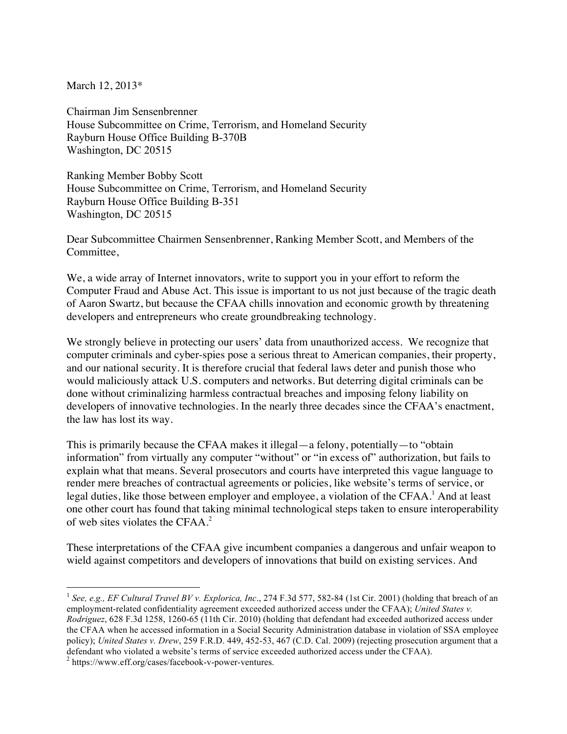March 12, 2013*

Chairman Jim Sensenbrenner
House Subcommittee on Crime, Terrorism, and Homeland Security
Rayburn House Office Building B-370B
Washington, DC 20515

Ranking Member Bobby Scott
House Subcommittee on Crime, Terrorism, and Homeland Security
Rayburn House Office Building B-351
Washington, DC 20515

Dear Subcommittee Chairmen Sensenbrenner, Ranking Member Scott, and Members of the Committee,

We, a wide array of Internet innovators, write to support you in your effort to reform the Computer Fraud and Abuse Act. This issue is important to us not just because of the tragic death of Aaron Swartz, but because the CFAA chills innovation and economic growth by threatening developers and entrepreneurs who create groundbreaking technology.

We strongly believe in protecting our users' data from unauthorized access. We recognize that computer criminals and cyber-spies pose a serious threat to American companies, their property, and our national security. It is therefore crucial that federal laws deter and punish those who would maliciously attack U.S. computers and networks. But deterring digital criminals can be done without criminalizing harmless contractual breaches and imposing felony liability on developers of innovative technologies. In the nearly three decades since the CFAA's enactment, the law has lost its way.

This is primarily because the CFAA makes it illegal—a felony, potentially—to "obtain information" from virtually any computer "without" or "in excess of" authorization, but fails to explain what that means. Several prosecutors and courts have interpreted this vague language to render mere breaches of contractual agreements or policies, like website's terms of service, or legal duties, like those between employer and employee, a violation of the CFAA.[1] And at least one other court has found that taking minimal technological steps taken to ensure interoperability of web sites violates the CFAA.[2]

These interpretations of the CFAA give incumbent companies a dangerous and unfair weapon to wield against competitors and developers of innovations that build on existing services. And

---

[1] *See, e.g., EF Cultural Travel BV v. Explorica, Inc*., 274 F.3d 577, 582-84 (1st Cir. 2001) (holding that breach of an employment-related confidentiality agreement exceeded authorized access under the CFAA); *United States v. Rodriguez*, 628 F.3d 1258, 1260-65 (11th Cir. 2010) (holding that defendant had exceeded authorized access under the CFAA when he accessed information in a Social Security Administration database in violation of SSA employee policy); *United States v. Drew*, 259 F.R.D. 449, 452-53, 467 (C.D. Cal. 2009) (rejecting prosecution argument that a defendant who violated a website's terms of service exceeded authorized access under the CFAA).

[2] https://www.eff.org/cases/facebook-v-power-ventures.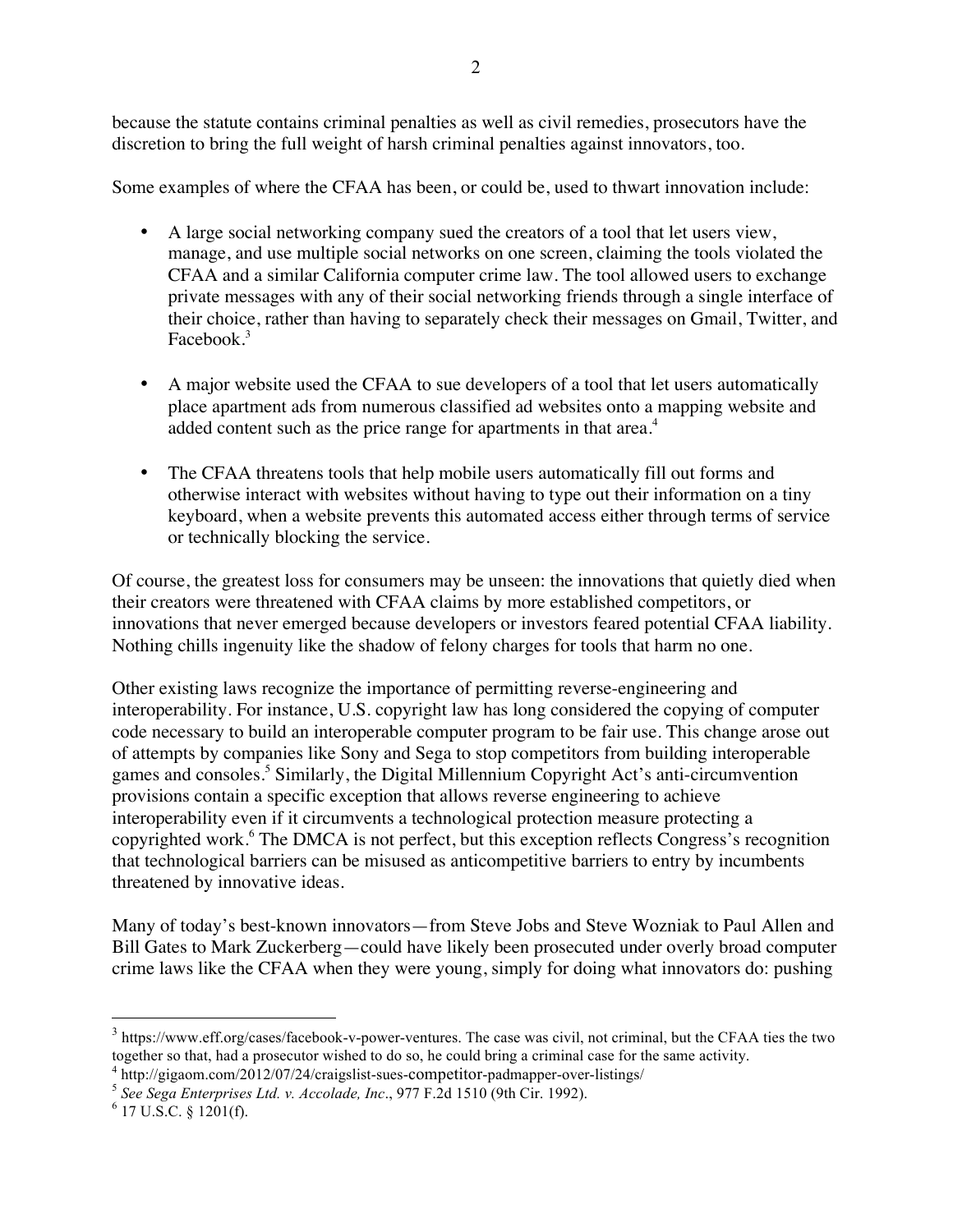because the statute contains criminal penalties as well as civil remedies, prosecutors have the discretion to bring the full weight of harsh criminal penalties against innovators, too.

Some examples of where the CFAA has been, or could be, used to thwart innovation include:

- A large social networking company sued the creators of a tool that let users view, manage, and use multiple social networks on one screen, claiming the tools violated the CFAA and a similar California computer crime law. The tool allowed users to exchange private messages with any of their social networking friends through a single interface of their choice, rather than having to separately check their messages on Gmail, Twitter, and Facebook.[3]

- A major website used the CFAA to sue developers of a tool that let users automatically place apartment ads from numerous classified ad websites onto a mapping website and added content such as the price range for apartments in that area.[4]

- The CFAA threatens tools that help mobile users automatically fill out forms and otherwise interact with websites without having to type out their information on a tiny keyboard, when a website prevents this automated access either through terms of service or technically blocking the service.

Of course, the greatest loss for consumers may be unseen: the innovations that quietly died when their creators were threatened with CFAA claims by more established competitors, or innovations that never emerged because developers or investors feared potential CFAA liability. Nothing chills ingenuity like the shadow of felony charges for tools that harm no one.

Other existing laws recognize the importance of permitting reverse-engineering and interoperability. For instance, U.S. copyright law has long considered the copying of computer code necessary to build an interoperable computer program to be fair use. This change arose out of attempts by companies like Sony and Sega to stop competitors from building interoperable games and consoles.[5] Similarly, the Digital Millennium Copyright Act's anti-circumvention provisions contain a specific exception that allows reverse engineering to achieve interoperability even if it circumvents a technological protection measure protecting a copyrighted work.[6] The DMCA is not perfect, but this exception reflects Congress's recognition that technological barriers can be misused as anticompetitive barriers to entry by incumbents threatened by innovative ideas.

Many of today's best-known innovators—from Steve Jobs and Steve Wozniak to Paul Allen and Bill Gates to Mark Zuckerberg—could have likely been prosecuted under overly broad computer crime laws like the CFAA when they were young, simply for doing what innovators do: pushing

---

[3] https://www.eff.org/cases/facebook-v-power-ventures. The case was civil, not criminal, but the CFAA ties the two together so that, had a prosecutor wished to do so, he could bring a criminal case for the same activity.

[4] http://gigaom.com/2012/07/24/craigslist-sues-competitor-padmapper-over-listings/

[5] *See Sega Enterprises Ltd. v. Accolade, Inc*., 977 F.2d 1510 (9th Cir. 1992).

[6] 17 U.S.C. § 1201(f).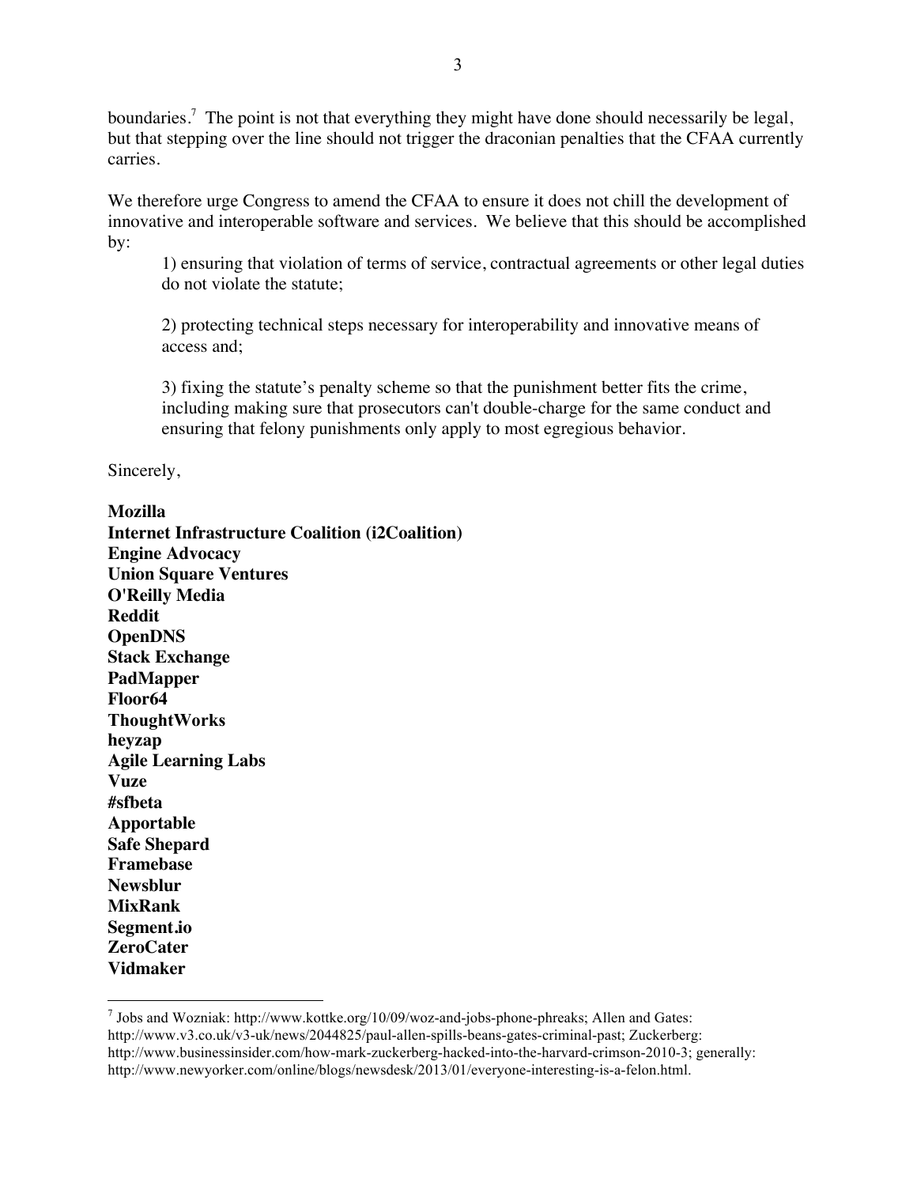boundaries.[7] The point is not that everything they might have done should necessarily be legal, but that stepping over the line should not trigger the draconian penalties that the CFAA currently carries.

We therefore urge Congress to amend the CFAA to ensure it does not chill the development of innovative and interoperable software and services. We believe that this should be accomplished by:

1) ensuring that violation of terms of service, contractual agreements or other legal duties do not violate the statute;

2) protecting technical steps necessary for interoperability and innovative means of access and;

3) fixing the statute's penalty scheme so that the punishment better fits the crime, including making sure that prosecutors can't double-charge for the same conduct and ensuring that felony punishments only apply to most egregious behavior.

Sincerely,

**Mozilla**
**Internet Infrastructure Coalition (i2Coalition)**
**Engine Advocacy**
**Union Square Ventures**
**O'Reilly Media**
**Reddit**
**OpenDNS**
**Stack Exchange**
**PadMapper**
**Floor64**
**ThoughtWorks**
**heyzap**
**Agile Learning Labs**
**Vuze**
**#sfbeta**
**Apportable**
**Safe Shepard**
**Framebase**
**Newsblur**
**MixRank**
**Segment.io**
**ZeroCater**
**Vidmaker**

---

[7] Jobs and Wozniak: http://www.kottke.org/10/09/woz-and-jobs-phone-phreaks; Allen and Gates: http://www.v3.co.uk/v3-uk/news/2044825/paul-allen-spills-beans-gates-criminal-past; Zuckerberg: http://www.businessinsider.com/how-mark-zuckerberg-hacked-into-the-harvard-crimson-2010-3; generally: http://www.newyorker.com/online/blogs/newsdesk/2013/01/everyone-interesting-is-a-felon.html.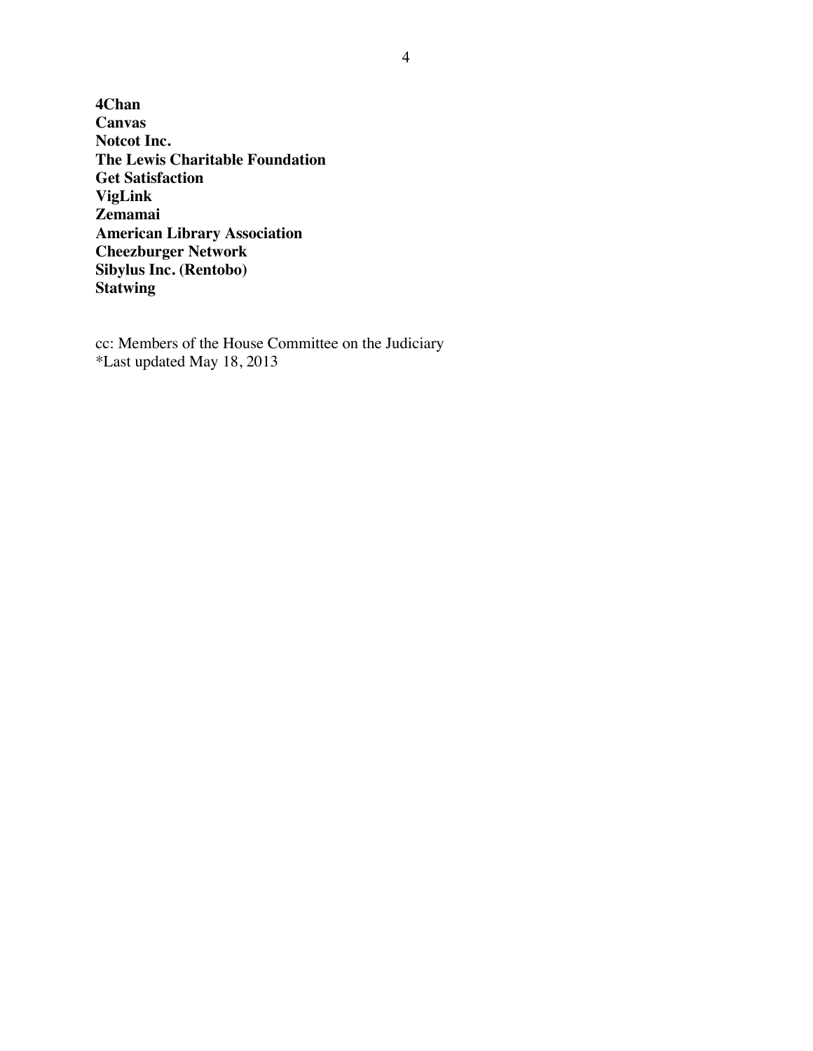**4Chan**
**Canvas**
**Notcot Inc.**
**The Lewis Charitable Foundation**
**Get Satisfaction**
**VigLink**
**Zemamai**
**American Library Association**
**Cheezburger Network**
**Sibylus Inc. (Rentobo)**
**Statwing**

cc: Members of the House Committee on the Judiciary
*Last updated May 18, 2013